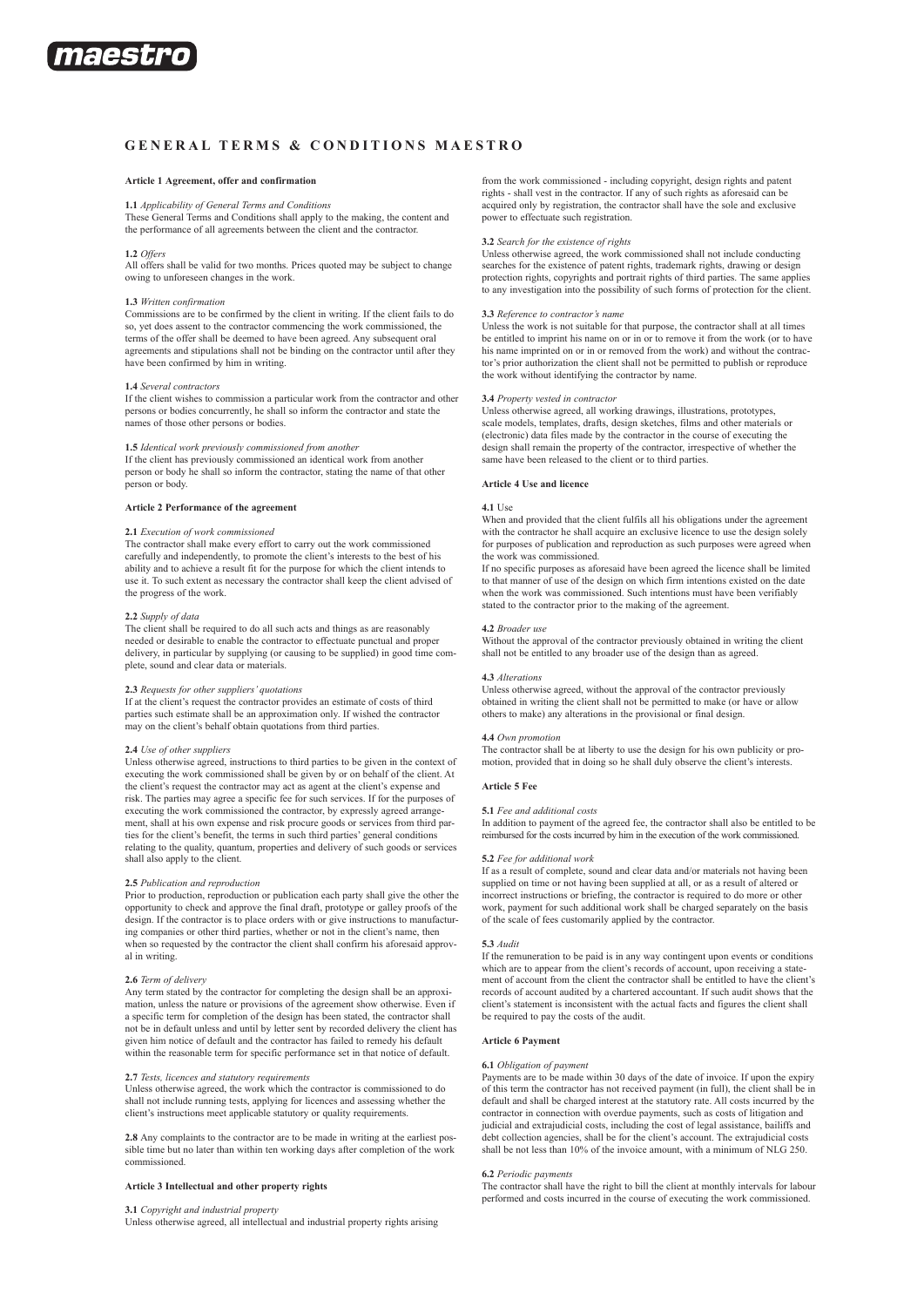maestro

# GENERAL TERMS & CONDITIONS MAESTRO

## Article 1 Agreement, offer and confirmation

**1.1** *Applicability of General Terms and Conditions*
These General Terms and Conditions shall apply to the making, the content and the performance of all agreements between the client and the contractor.

**1.2** *Offers*
All offers shall be valid for two months. Prices quoted may be subject to change owing to unforeseen changes in the work.

**1.3** *Written confirmation*
Commissions are to be confirmed by the client in writing. If the client fails to do so, yet does assent to the contractor commencing the work commissioned, the terms of the offer shall be deemed to have been agreed. Any subsequent oral agreements and stipulations shall not be binding on the contractor until after they have been confirmed by him in writing.

**1.4** *Several contractors*
If the client wishes to commission a particular work from the contractor and other persons or bodies concurrently, he shall so inform the contractor and state the names of those other persons or bodies.

**1.5** *Identical work previously commissioned from another*
If the client has previously commissioned an identical work from another person or body he shall so inform the contractor, stating the name of that other person or body.

## Article 2 Performance of the agreement

**2.1** *Execution of work commissioned*
The contractor shall make every effort to carry out the work commissioned carefully and independently, to promote the client's interests to the best of his ability and to achieve a result fit for the purpose for which the client intends to use it. To such extent as necessary the contractor shall keep the client advised of the progress of the work.

**2.2** *Supply of data*
The client shall be required to do all such acts and things as are reasonably needed or desirable to enable the contractor to effectuate punctual and proper delivery, in particular by supplying (or causing to be supplied) in good time complete, sound and clear data or materials.

**2.3** *Requests for other suppliers' quotations*
If at the client's request the contractor provides an estimate of costs of third parties such estimate shall be an approximation only. If wished the contractor may on the client's behalf obtain quotations from third parties.

**2.4** *Use of other suppliers*
Unless otherwise agreed, instructions to third parties to be given in the context of executing the work commissioned shall be given by or on behalf of the client. At the client's request the contractor may act as agent at the client's expense and risk. The parties may agree a specific fee for such services. If for the purposes of executing the work commissioned the contractor, by expressly agreed arrangement, shall at his own expense and risk procure goods or services from third parties for the client's benefit, the terms in such third parties' general conditions relating to the quality, quantum, properties and delivery of such goods or services shall also apply to the client.

**2.5** *Publication and reproduction*
Prior to production, reproduction or publication each party shall give the other the opportunity to check and approve the final draft, prototype or galley proofs of the design. If the contractor is to place orders with or give instructions to manufacturing companies or other third parties, whether or not in the client's name, then when so requested by the contractor the client shall confirm his aforesaid approval in writing.

**2.6** *Term of delivery*
Any term stated by the contractor for completing the design shall be an approximation, unless the nature or provisions of the agreement show otherwise. Even if a specific term for completion of the design has been stated, the contractor shall not be in default unless and until by letter sent by recorded delivery the client has given him notice of default and the contractor has failed to remedy his default within the reasonable term for specific performance set in that notice of default.

**2.7** *Tests, licences and statutory requirements*
Unless otherwise agreed, the work which the contractor is commissioned to do shall not include running tests, applying for licences and assessing whether the client's instructions meet applicable statutory or quality requirements.

**2.8** Any complaints to the contractor are to be made in writing at the earliest possible time but no later than within ten working days after completion of the work commissioned.

## Article 3 Intellectual and other property rights

**3.1** *Copyright and industrial property*
Unless otherwise agreed, all intellectual and industrial property rights arising from the work commissioned - including copyright, design rights and patent rights - shall vest in the contractor. If any of such rights as aforesaid can be acquired only by registration, the contractor shall have the sole and exclusive power to effectuate such registration.

**3.2** *Search for the existence of rights*
Unless otherwise agreed, the work commissioned shall not include conducting searches for the existence of patent rights, trademark rights, drawing or design protection rights, copyrights and portrait rights of third parties. The same applies to any investigation into the possibility of such forms of protection for the client.

**3.3** *Reference to contractor's name*
Unless the work is not suitable for that purpose, the contractor shall at all times be entitled to imprint his name on or in or to remove it from the work (or to have his name imprinted on or in or removed from the work) and without the contractor's prior authorization the client shall not be permitted to publish or reproduce the work without identifying the contractor by name.

**3.4** *Property vested in contractor*
Unless otherwise agreed, all working drawings, illustrations, prototypes, scale models, templates, drafts, design sketches, films and other materials or (electronic) data files made by the contractor in the course of executing the design shall remain the property of the contractor, irrespective of whether the same have been released to the client or to third parties.

## Article 4 Use and licence

**4.1** Use
When and provided that the client fulfils all his obligations under the agreement with the contractor he shall acquire an exclusive licence to use the design solely for purposes of publication and reproduction as such purposes were agreed when the work was commissioned.
If no specific purposes as aforesaid have been agreed the licence shall be limited to that manner of use of the design on which firm intentions existed on the date when the work was commissioned. Such intentions must have been verifiably stated to the contractor prior to the making of the agreement.

**4.2** *Broader use*
Without the approval of the contractor previously obtained in writing the client shall not be entitled to any broader use of the design than as agreed.

**4.3** *Alterations*
Unless otherwise agreed, without the approval of the contractor previously obtained in writing the client shall not be permitted to make (or have or allow others to make) any alterations in the provisional or final design.

**4.4** *Own promotion*
The contractor shall be at liberty to use the design for his own publicity or promotion, provided that in doing so he shall duly observe the client's interests.

## Article 5 Fee

**5.1** *Fee and additional costs*
In addition to payment of the agreed fee, the contractor shall also be entitled to be reimbursed for the costs incurred by him in the execution of the work commissioned.

**5.2** *Fee for additional work*
If as a result of complete, sound and clear data and/or materials not having been supplied on time or not having been supplied at all, or as a result of altered or incorrect instructions or briefing, the contractor is required to do more or other work, payment for such additional work shall be charged separately on the basis of the scale of fees customarily applied by the contractor.

**5.3** *Audit*
If the remuneration to be paid is in any way contingent upon events or conditions which are to appear from the client's records of account, upon receiving a statement of account from the client the contractor shall be entitled to have the client's records of account audited by a chartered accountant. If such audit shows that the client's statement is inconsistent with the actual facts and figures the client shall be required to pay the costs of the audit.

## Article 6 Payment

**6.1** *Obligation of payment*
Payments are to be made within 30 days of the date of invoice. If upon the expiry of this term the contractor has not received payment (in full), the client shall be in default and shall be charged interest at the statutory rate. All costs incurred by the contractor in connection with overdue payments, such as costs of litigation and judicial and extrajudicial costs, including the cost of legal assistance, bailiffs and debt collection agencies, shall be for the client's account. The extrajudicial costs shall be not less than 10% of the invoice amount, with a minimum of NLG 250.

**6.2** *Periodic payments*
The contractor shall have the right to bill the client at monthly intervals for labour performed and costs incurred in the course of executing the work commissioned.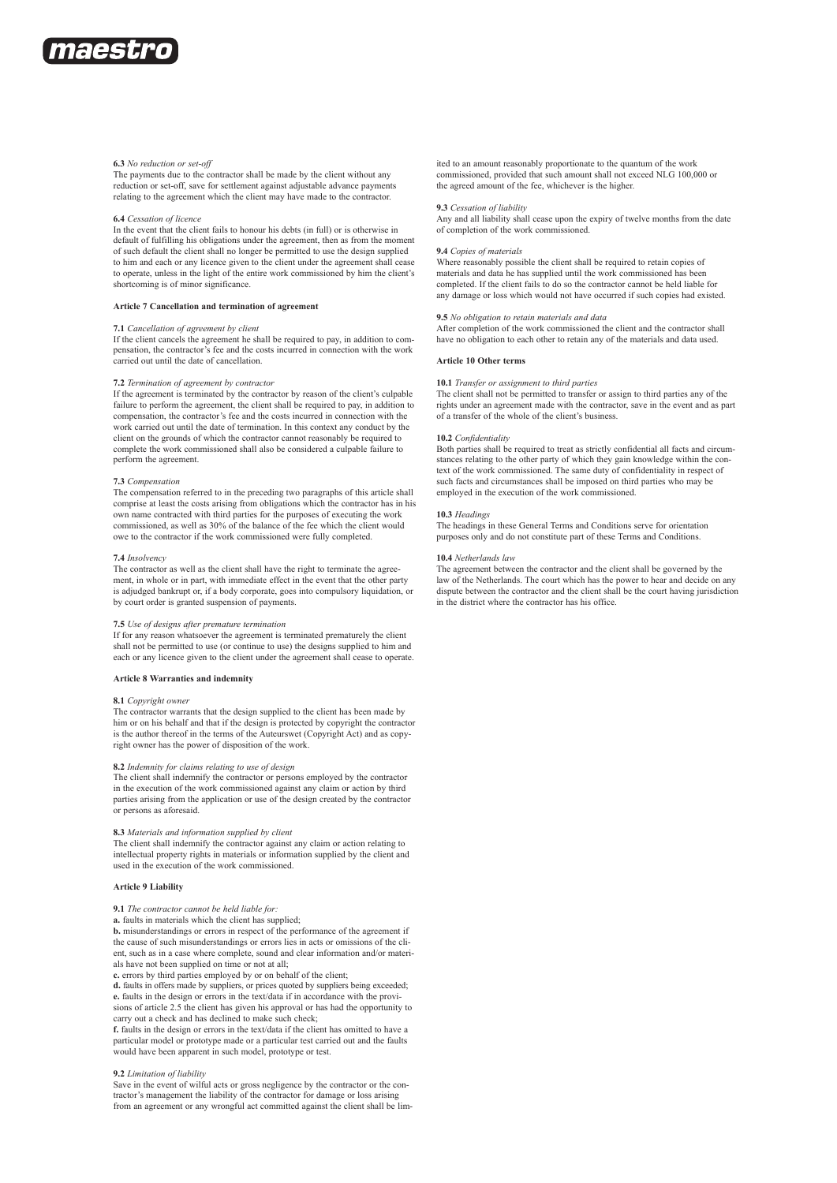**6.3** *No reduction or set-off*
The payments due to the contractor shall be made by the client without any reduction or set-off, save for settlement against adjustable advance payments relating to the agreement which the client may have made to the contractor.

**6.4** *Cessation of licence*
In the event that the client fails to honour his debts (in full) or is otherwise in default of fulfilling his obligations under the agreement, then as from the moment of such default the client shall no longer be permitted to use the design supplied to him and each or any licence given to the client under the agreement shall cease to operate, unless in the light of the entire work commissioned by him the client's shortcoming is of minor significance.

**Article 7 Cancellation and termination of agreement**

**7.1** *Cancellation of agreement by client*
If the client cancels the agreement he shall be required to pay, in addition to compensation, the contractor's fee and the costs incurred in connection with the work carried out until the date of cancellation.

**7.2** *Termination of agreement by contractor*
If the agreement is terminated by the contractor by reason of the client's culpable failure to perform the agreement, the client shall be required to pay, in addition to compensation, the contractor's fee and the costs incurred in connection with the work carried out until the date of termination. In this context any conduct by the client on the grounds of which the contractor cannot reasonably be required to complete the work commissioned shall also be considered a culpable failure to perform the agreement.

**7.3** *Compensation*
The compensation referred to in the preceding two paragraphs of this article shall comprise at least the costs arising from obligations which the contractor has in his own name contracted with third parties for the purposes of executing the work commissioned, as well as 30% of the balance of the fee which the client would owe to the contractor if the work commissioned were fully completed.

**7.4** *Insolvency*
The contractor as well as the client shall have the right to terminate the agreement, in whole or in part, with immediate effect in the event that the other party is adjudged bankrupt or, if a body corporate, goes into compulsory liquidation, or by court order is granted suspension of payments.

**7.5** *Use of designs after premature termination*
If for any reason whatsoever the agreement is terminated prematurely the client shall not be permitted to use (or continue to use) the designs supplied to him and each or any licence given to the client under the agreement shall cease to operate.

**Article 8 Warranties and indemnity**

**8.1** *Copyright owner*
The contractor warrants that the design supplied to the client has been made by him or on his behalf and that if the design is protected by copyright the contractor is the author thereof in the terms of the Auteurswet (Copyright Act) and as copyright owner has the power of disposition of the work.

**8.2** *Indemnity for claims relating to use of design*
The client shall indemnify the contractor or persons employed by the contractor in the execution of the work commissioned against any claim or action by third parties arising from the application or use of the design created by the contractor or persons as aforesaid.

**8.3** *Materials and information supplied by client*
The client shall indemnify the contractor against any claim or action relating to intellectual property rights in materials or information supplied by the client and used in the execution of the work commissioned.

**Article 9 Liability**

**9.1** *The contractor cannot be held liable for:*
**a.** faults in materials which the client has supplied;
**b.** misunderstandings or errors in respect of the performance of the agreement if the cause of such misunderstandings or errors lies in acts or omissions of the client, such as in a case where complete, sound and clear information and/or materials have not been supplied on time or not at all;
**c.** errors by third parties employed by or on behalf of the client;
**d.** faults in offers made by suppliers, or prices quoted by suppliers being exceeded;
**e.** faults in the design or errors in the text/data if in accordance with the provisions of article 2.5 the client has given his approval or has had the opportunity to carry out a check and has declined to make such check;
**f.** faults in the design or errors in the text/data if the client has omitted to have a particular model or prototype made or a particular test carried out and the faults would have been apparent in such model, prototype or test.

**9.2** *Limitation of liability*
Save in the event of wilful acts or gross negligence by the contractor or the contractor's management the liability of the contractor for damage or loss arising from an agreement or any wrongful act committed against the client shall be limited to an amount reasonably proportionate to the quantum of the work commissioned, provided that such amount shall not exceed NLG 100,000 or the agreed amount of the fee, whichever is the higher.

**9.3** *Cessation of liability*
Any and all liability shall cease upon the expiry of twelve months from the date of completion of the work commissioned.

**9.4** *Copies of materials*
Where reasonably possible the client shall be required to retain copies of materials and data he has supplied until the work commissioned has been completed. If the client fails to do so the contractor cannot be held liable for any damage or loss which would not have occurred if such copies had existed.

**9.5** *No obligation to retain materials and data*
After completion of the work commissioned the client and the contractor shall have no obligation to each other to retain any of the materials and data used.

**Article 10 Other terms**

**10.1** *Transfer or assignment to third parties*
The client shall not be permitted to transfer or assign to third parties any of the rights under an agreement made with the contractor, save in the event and as part of a transfer of the whole of the client's business.

**10.2** *Confidentiality*
Both parties shall be required to treat as strictly confidential all facts and circumstances relating to the other party of which they gain knowledge within the context of the work commissioned. The same duty of confidentiality in respect of such facts and circumstances shall be imposed on third parties who may be employed in the execution of the work commissioned.

**10.3** *Headings*
The headings in these General Terms and Conditions serve for orientation purposes only and do not constitute part of these Terms and Conditions.

**10.4** *Netherlands law*
The agreement between the contractor and the client shall be governed by the law of the Netherlands. The court which has the power to hear and decide on any dispute between the contractor and the client shall be the court having jurisdiction in the district where the contractor has his office.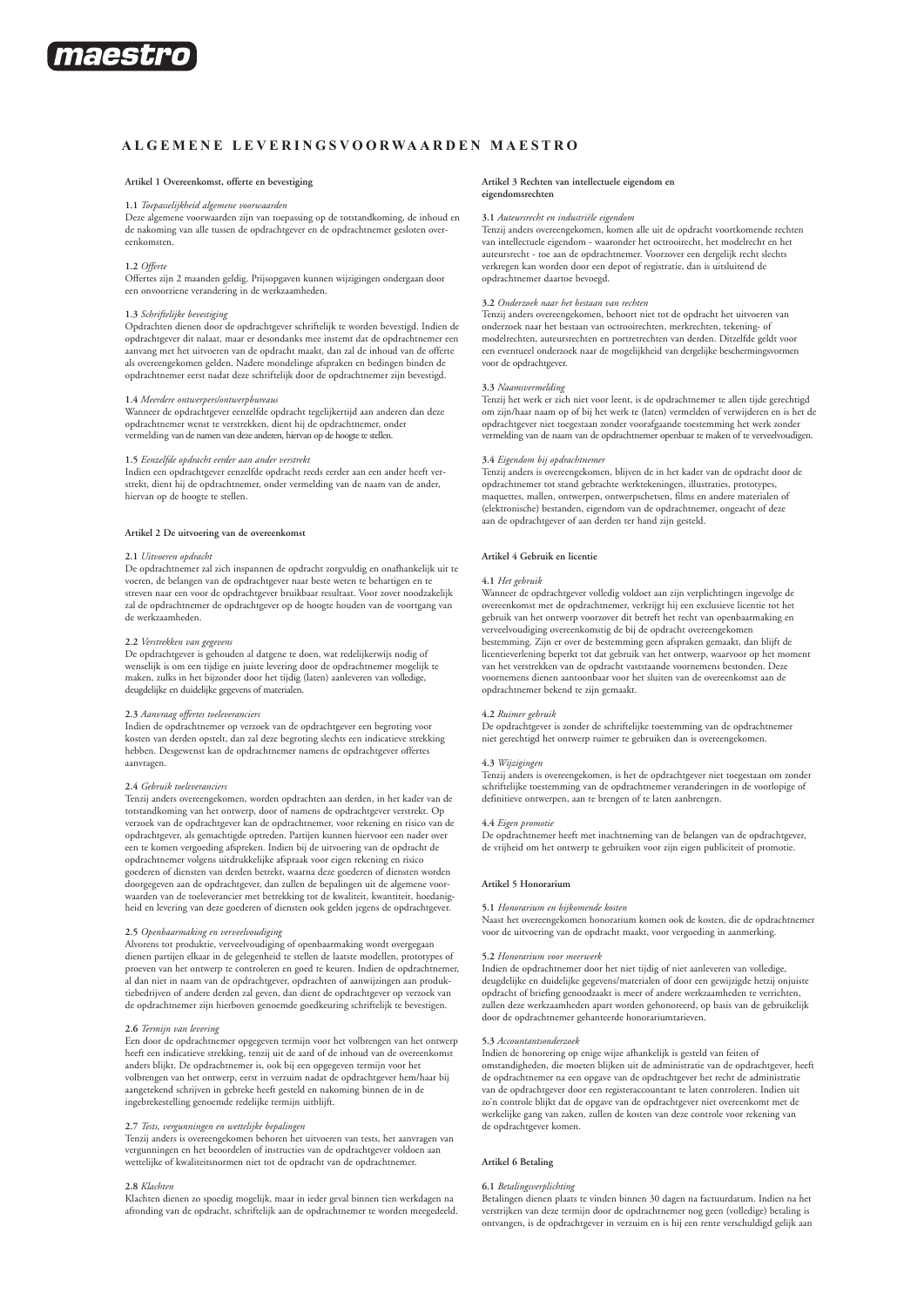maestro

# ALGEMENE LEVERINGSVOORWAARDEN MAESTRO

### Artikel 1 Overeenkomst, offerte en bevestiging

**1.1** *Toepasselijkheid algemene voorwaarden*
Deze algemene voorwaarden zijn van toepassing op de totstandkoming, de inhoud en de nakoming van alle tussen de opdrachtgever en de opdrachtnemer gesloten overeenkomsten.

**1.2** *Offerte*
Offertes zijn 2 maanden geldig. Prijsopgaven kunnen wijzigingen ondergaan door een onvoorziene verandering in de werkzaamheden.

**1.3** *Schriftelijke bevestiging*
Opdrachten dienen door de opdrachtgever schriftelijk te worden bevestigd. Indien de opdrachtgever dit nalaat, maar er desondanks mee instemt dat de opdrachtnemer een aanvang met het uitvoeren van de opdracht maakt, dan zal de inhoud van de offerte als overeengekomen gelden. Nadere mondelinge afspraken en bedingen binden de opdrachtnemer eerst nadat deze schriftelijk door de opdrachtnemer zijn bevestigd.

**1.4** *Meerdere ontwerpers/ontwerpbureaus*
Wanneer de opdrachtgever eenzelfde opdracht tegelijkertijd aan anderen dan deze opdrachtnemer wenst te verstrekken, dient hij de opdrachtnemer, onder vermelding van de namen van deze anderen, hiervan op de hoogte te stellen.

**1.5** *Eenzelfde opdracht eerder aan ander verstrekt*
Indien een opdrachtgever eenzelfde opdracht reeds eerder aan een ander heeft verstrekt, dient hij de opdrachtnemer, onder vermelding van de naam van de ander, hiervan op de hoogte te stellen.

### Artikel 2 De uitvoering van de overeenkomst

**2.1** *Uitvoeren opdracht*
De opdrachtnemer zal zich inspannen de opdracht zorgvuldig en onafhankelijk uit te voeren, de belangen van de opdrachtgever naar beste weten te behartigen en te streven naar een voor de opdrachtgever bruikbaar resultaat. Voor zover noodzakelijk zal de opdrachtnemer de opdrachtgever op de hoogte houden van de voortgang van de werkzaamheden.

**2.2** *Verstrekken van gegevens*
De opdrachtgever is gehouden al datgene te doen, wat redelijkerwijs nodig of wenselijk is om een tijdige en juiste levering door de opdrachtnemer mogelijk te maken, zulks in het bijzonder door het tijdig (laten) aanleveren van volledige, deugdelijke en duidelijke gegevens of materialen.

**2.3** *Aanvraag offertes toeleveranciers*
Indien de opdrachtnemer op verzoek van de opdrachtgever een begroting voor kosten van derden opstelt, dan zal deze begroting slechts een indicatieve strekking hebben. Desgewenst kan de opdrachtnemer namens de opdrachtgever offertes aanvragen.

**2.4** *Gebruik toeleveranciers*
Tenzij anders overeengekomen, worden opdrachten aan derden, in het kader van de totstandkoming van het ontwerp, door of namens de opdrachtgever verstrekt. Op verzoek van de opdrachtgever kan de opdrachtnemer, voor rekening en risico van de opdrachtgever, als gemachtigde optreden. Partijen kunnen hiervoor een nader over een te komen vergoeding afspreken. Indien bij de uitvoering van de opdracht de opdrachtnemer volgens uitdrukkelijke afspraak voor eigen rekening en risico goederen of diensten van derden betrekt, waarna deze goederen of diensten worden doorgegeven aan de opdrachtgever, dan zullen de bepalingen uit de algemene voorwaarden van de toeleverancier met betrekking tot de kwaliteit, kwantiteit, hoedanigheid en levering van deze goederen of diensten ook gelden jegens de opdrachtgever.

**2.5** *Openbaarmaking en verveelvoudiging*
Alvorens tot produktie, verveelvoudiging of openbaarmaking wordt overgegaan dienen partijen elkaar in de gelegenheid te stellen de laatste modellen, prototypes of proeven van het ontwerp te controleren en goed te keuren. Indien de opdrachtnemer, al dan niet in naam van de opdrachtgever, opdrachten of aanwijzingen aan produktiebedrijven of andere derden zal geven, dan dient de opdrachtgever op verzoek van de opdrachtnemer zijn hierboven genoemde goedkeuring schriftelijk te bevestigen.

**2.6** *Termijn van levering*
Een door de opdrachtnemer opgegeven termijn voor het volbrengen van het ontwerp heeft een indicatieve strekking, tenzij uit de aard of de inhoud van de overeenkomst anders blijkt. De opdrachtnemer is, ook bij een opgegeven termijn voor het volbrengen van het ontwerp, eerst in verzuim nadat de opdrachtgever hem/haar bij aangetekend schrijven in gebreke heeft gesteld en nakoming binnen de in de ingebrekestelling genoemde redelijke termijn uitblijft.

**2.7** *Tests, vergunningen en wettelijke bepalingen*
Tenzij anders is overeengekomen behoren het uitvoeren van tests, het aanvragen van vergunningen en het beoordelen of instructies van de opdrachtgever voldoen aan wettelijke of kwaliteitsnormen niet tot de opdracht van de opdrachtnemer.

**2.8** *Klachten*
Klachten dienen zo spoedig mogelijk, maar in ieder geval binnen tien werkdagen na afronding van de opdracht, schriftelijk aan de opdrachtnemer te worden meegedeeld.

### Artikel 3 Rechten van intellectuele eigendom en eigendomsrechten

**3.1** *Auteursrecht en industriële eigendom*
Tenzij anders overeengekomen, komen alle uit de opdracht voortkomende rechten van intellectuele eigendom - waaronder het octrooirecht, het modelrecht en het auteursrecht - toe aan de opdrachtnemer. Voorzover een dergelijk recht slechts verkregen kan worden door een depot of registratie, dan is uitsluitend de opdrachtnemer daartoe bevoegd.

**3.2** *Onderzoek naar het bestaan van rechten*
Tenzij anders overeengekomen, behoort niet tot de opdracht het uitvoeren van onderzoek naar het bestaan van octrooirechten, merkrechten, tekening- of modelrechten, auteursrechten en portretrechten van derden. Ditzelfde geldt voor een eventueel onderzoek naar de mogelijkheid van dergelijke beschermingsvormen voor de opdrachtgever.

**3.3** *Naamsvermelding*
Tenzij het werk er zich niet voor leent, is de opdrachtnemer te allen tijde gerechtigd om zijn/haar naam op of bij het werk te (laten) vermelden of verwijderen en is het de opdrachtgever niet toegestaan zonder voorafgaande toestemming het werk zonder vermelding van de naam van de opdrachtnemer openbaar te maken of te verveelvoudigen.

**3.4** *Eigendom bij opdrachtnemer*
Tenzij anders is overeengekomen, blijven de in het kader van de opdracht door de opdrachtnemer tot stand gebrachte werktekeningen, illustraties, prototypes, maquettes, mallen, ontwerpen, ontwerpschetsen, films en andere materialen of (elektronische) bestanden, eigendom van de opdrachtnemer, ongeacht of deze aan de opdrachtgever of aan derden ter hand zijn gesteld.

### Artikel 4 Gebruik en licentie

**4.1** *Het gebruik*
Wanneer de opdrachtgever volledig voldoet aan zijn verplichtingen ingevolge de overeenkomst met de opdrachtnemer, verkrijgt hij een exclusieve licentie tot het gebruik van het ontwerp voorzover dit betreft het recht van openbaarmaking en verveelvoudiging overeenkomstig de bij de opdracht overeengekomen bestemming. Zijn er over de bestemming geen afspraken gemaakt, dan blijft de licentieverlening beperkt tot dat gebruik van het ontwerp, waarvoor op het moment van het verstrekken van de opdracht vaststaande voornemens bestonden. Deze voornemens dienen aantoonbaar voor het sluiten van de overeenkomst aan de opdrachtnemer bekend te zijn gemaakt.

**4.2** *Ruimer gebruik*
De opdrachtgever is zonder de schriftelijke toestemming van de opdrachtnemer niet gerechtigd het ontwerp ruimer te gebruiken dan is overeengekomen.

**4.3** *Wijzigingen*
Tenzij anders is overeengekomen, is het de opdrachtgever niet toegestaan om zonder schriftelijke toestemming van de opdrachtnemer veranderingen in de voorlopige of definitieve ontwerpen, aan te brengen of te laten aanbrengen.

**4.4** *Eigen promotie*
De opdrachtnemer heeft met inachtneming van de belangen van de opdrachtgever, de vrijheid om het ontwerp te gebruiken voor zijn eigen publiciteit of promotie.

### Artikel 5 Honorarium

**5.1** *Honorarium en bijkomende kosten*
Naast het overeengekomen honorarium komen ook de kosten, die de opdrachtnemer voor de uitvoering van de opdracht maakt, voor vergoeding in aanmerking.

**5.2** *Honorarium voor meerwerk*
Indien de opdrachtnemer door het niet tijdig of niet aanleveren van volledige, deugdelijke en duidelijke gegevens/materialen of door een gewijzigde hetzij onjuiste opdracht of briefing genoodzaakt is meer of andere werkzaamheden te verrichten, zullen deze werkzaamheden apart worden gehonoreerd, op basis van de gebruikelijk door de opdrachtnemer gehanteerde honorariumtarieven.

**5.3** *Accountantsonderzoek*
Indien de honorering op enige wijze afhankelijk is gesteld van feiten of omstandigheden, die moeten blijken uit de administratie van de opdrachtgever, heeft de opdrachtnemer na een opgave van de opdrachtgever het recht de administratie van de opdrachtgever door een registeraccountant te laten controleren. Indien uit zo'n controle blijkt dat de opgave van de opdrachtgever niet overeenkomt met de werkelijke gang van zaken, zullen de kosten van deze controle voor rekening van de opdrachtgever komen.

### Artikel 6 Betaling

**6.1** *Betalingsverplichting*
Betalingen dienen plaats te vinden binnen 30 dagen na factuurdatum. Indien na het verstrijken van deze termijn door de opdrachtnemer nog geen (volledige) betaling is ontvangen, is de opdrachtgever in verzuim en is hij een rente verschuldigd gelijk aan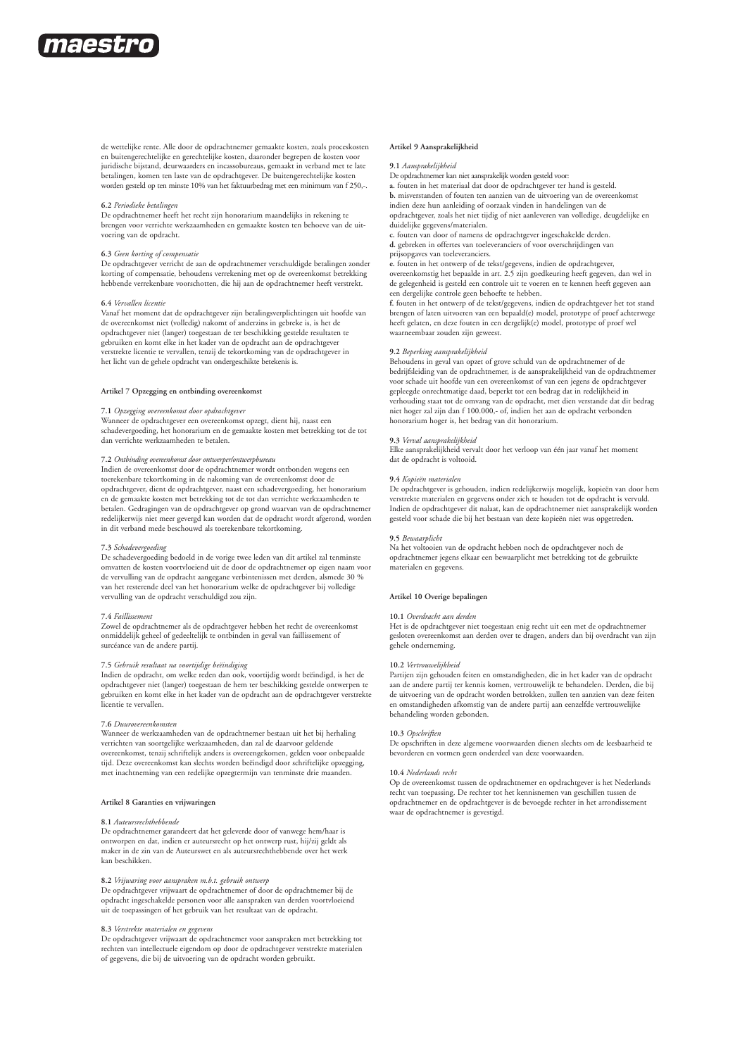de wettelijke rente. Alle door de opdrachtnemer gemaakte kosten, zoals proceskosten en buitengerechtelijke en gerechtelijke kosten, daaronder begrepen de kosten voor juridische bijstand, deurwaarders en incassobureaus, gemaakt in verband met te late betalingen, komen ten laste van de opdrachtgever. De buitengerechtelijke kosten worden gesteld op ten minste 10% van het faktuurbedrag met een minimum van f 250,-.

**6.2** *Periodieke betalingen*
De opdrachtnemer heeft het recht zijn honorarium maandelijks in rekening te brengen voor verrichte werkzaamheden en gemaakte kosten ten behoeve van de uitvoering van de opdracht.

**6.3** *Geen korting of compensatie*
De opdrachtgever verricht de aan de opdrachtnemer verschuldigde betalingen zonder korting of compensatie, behoudens verrekening met op de overeenkomst betrekking hebbende verrekenbare voorschotten, die hij aan de opdrachtnemer heeft verstrekt.

**6.4** *Vervallen licentie*
Vanaf het moment dat de opdrachtgever zijn betalingsverplichtingen uit hoofde van de overeenkomst niet (volledig) nakomt of anderzins in gebreke is, is het de opdrachtgever niet (langer) toegestaan de ter beschikking gestelde resultaten te gebruiken en komt elke in het kader van de opdracht aan de opdrachtgever verstrekte licentie te vervallen, tenzij de tekortkoming van de opdrachtgever in het licht van de gehele opdracht van ondergeschikte betekenis is.

**Artikel 7 Opzegging en ontbinding overeenkomst**

**7.1** *Opzegging overeenkomst door opdrachtgever*
Wanneer de opdrachtgever een overeenkomst opzegt, dient hij, naast een schadevergoeding, het honorarium en de gemaakte kosten met betrekking tot de tot dan verrichte werkzaamheden te betalen.

**7.2** *Ontbinding overeenkomst door ontwerper/ontwerpbureau*
Indien de overeenkomst door de opdrachtnemer wordt ontbonden wegens een toerekenbare tekortkoming in de nakoming van de overeenkomst door de opdrachtgever, dient de opdrachtgever, naast een schadevergoeding, het honorarium en de gemaakte kosten met betrekking tot de tot dan verrichte werkzaamheden te betalen. Gedragingen van de opdrachtgever op grond waarvan van de opdrachtnemer redelijkerwijs niet meer gevergd kan worden dat de opdracht wordt afgerond, worden in dit verband mede beschouwd als toerekenbare tekortkoming.

**7.3** *Schadevergoeding*
De schadevergoeding bedoeld in de vorige twee leden van dit artikel zal tenminste omvatten de kosten voortvloeiend uit de door de opdrachtnemer op eigen naam voor de vervulling van de opdracht aangegane verbintenissen met derden, alsmede 30 % van het resterende deel van het honorarium welke de opdrachtgever bij volledige vervulling van de opdracht verschuldigd zou zijn.

**7.4** *Faillissement*
Zowel de opdrachtnemer als de opdrachtgever hebben het recht de overeenkomst onmiddelijk geheel of gedeeltelijk te ontbinden in geval van faillissement of surcéance van de andere partij.

**7.5** *Gebruik resultaat na voortijdige beëindiging*
Indien de opdracht, om welke reden dan ook, voortijdig wordt beëindigd, is het de opdrachtgever niet (langer) toegestaan de hem ter beschikking gestelde ontwerpen te gebruiken en komt elke in het kader van de opdracht aan de opdrachtgever verstrekte licentie te vervallen.

**7.6** *Duurovereenkomsten*
Wanneer de werkzaamheden van de opdrachtnemer bestaan uit het bij herhaling verrichten van soortgelijke werkzaamheden, dan zal de daarvoor geldende overeenkomst, tenzij schriftelijk anders is overeengekomen, gelden voor onbepaalde tijd. Deze overeenkomst kan slechts worden beëindigd door schriftelijke opzegging, met inachtneming van een redelijke opzegtermijn van tenminste drie maanden.

**Artikel 8 Garanties en vrijwaringen**

**8.1** *Auteursrechthebbende*
De opdrachtnemer garandeert dat het geleverde door of vanwege hem/haar is ontworpen en dat, indien er auteursrecht op het ontwerp rust, hij/zij geldt als maker in de zin van de Auteurswet en als auteursrechthebbende over het werk kan beschikken.

**8.2** *Vrijwaring voor aanspraken m.b.t. gebruik ontwerp*
De opdrachtgever vrijwaart de opdrachtnemer of door de opdrachtnemer bij de opdracht ingeschakelde personen voor alle aanspraken van derden voortvloeiend uit de toepassingen of het gebruik van het resultaat van de opdracht.

**8.3** *Verstrekte materialen en gegevens*
De opdrachtgever vrijwaart de opdrachtnemer voor aanspraken met betrekking tot rechten van intellectuele eigendom op door de opdrachtgever verstrekte materialen of gegevens, die bij de uitvoering van de opdracht worden gebruikt.

**Artikel 9 Aansprakelijkheid**

**9.1** *Aansprakelijkheid*
De opdrachtnemer kan niet aansprakelijk worden gesteld voor:
**a.** fouten in het materiaal dat door de opdrachtgever ter hand is gesteld.
**b.** misverstanden of fouten ten aanzien van de uitvoering van de overeenkomst indien deze hun aanleiding of oorzaak vinden in handelingen van de opdrachtgever, zoals het niet tijdig of niet aanleveren van volledige, deugdelijke en duidelijke gegevens/materialen.
**c.** fouten van door of namens de opdrachtgever ingeschakelde derden.
**d.** gebreken in offertes van toeleveranciers of voor overschrijdingen van prijsopgaves van toeleveranciers.
**e.** fouten in het ontwerp of de tekst/gegevens, indien de opdrachtgever, overeenkomstig het bepaalde in art. 2.5 zijn goedkeuring heeft gegeven, dan wel in de gelegenheid is gesteld een controle uit te voeren en te kennen heeft gegeven aan een dergelijke controle geen behoefte te hebben.
**f.** fouten in het ontwerp of de tekst/gegevens, indien de opdrachtgever het tot stand brengen of laten uitvoeren van een bepaald(e) model, prototype of proef achterwege heeft gelaten, en deze fouten in een dergelijk(e) model, prototype of proef wel waarneembaar zouden zijn geweest.

**9.2** *Beperking aansprakelijkheid*
Behoudens in geval van opzet of grove schuld van de opdrachtnemer of de bedrijfsleiding van de opdrachtnemer, is de aansprakelijkheid van de opdrachtnemer voor schade uit hoofde van een overeenkomst of van een jegens de opdrachtgever gepleegde onrechtmatige daad, beperkt tot een bedrag dat in redelijkheid in verhouding staat tot de omvang van de opdracht, met dien verstande dat dit bedrag niet hoger zal zijn dan f 100.000,- of, indien het aan de opdracht verbonden honorarium hoger is, het bedrag van dit honorarium.

**9.3** *Verval aansprakelijkheid*
Elke aansprakelijkheid vervalt door het verloop van één jaar vanaf het moment dat de opdracht is voltooid.

**9.4** *Kopieën materialen*
De opdrachtgever is gehouden, indien redelijkerwijs mogelijk, kopieën van door hem verstrekte materialen en gegevens onder zich te houden tot de opdracht is vervuld. Indien de opdrachtgever dit nalaat, kan de opdrachtnemer niet aansprakelijk worden gesteld voor schade die bij het bestaan van deze kopieën niet was opgetreden.

**9.5** *Bewaarplicht*
Na het voltooien van de opdracht hebben noch de opdrachtgever noch de opdrachtnemer jegens elkaar een bewaarplicht met betrekking tot de gebruikte materialen en gegevens.

**Artikel 10 Overige bepalingen**

**10.1** *Overdracht aan derden*
Het is de opdrachtgever niet toegestaan enig recht uit een met de opdrachtnemer gesloten overeenkomst aan derden over te dragen, anders dan bij overdracht van zijn gehele onderneming.

**10.2** *Vertrouwelijkheid*
Partijen zijn gehouden feiten en omstandigheden, die in het kader van de opdracht aan de andere partij ter kennis komen, vertrouwelijk te behandelen. Derden, die bij de uitvoering van de opdracht worden betrokken, zullen ten aanzien van deze feiten en omstandigheden afkomstig van de andere partij aan eenzelfde vertrouwelijke behandeling worden gebonden.

**10.3** *Opschriften*
De opschriften in deze algemene voorwaarden dienen slechts om de leesbaarheid te bevorderen en vormen geen onderdeel van deze voorwaarden.

**10.4** *Nederlands recht*
Op de overeenkomst tussen de opdrachtnemer en opdrachtgever is het Nederlands recht van toepassing. De rechter tot het kennisnemen van geschillen tussen de opdrachtnemer en de opdrachtgever is de bevoegde rechter in het arrondissement waar de opdrachtnemer is gevestigd.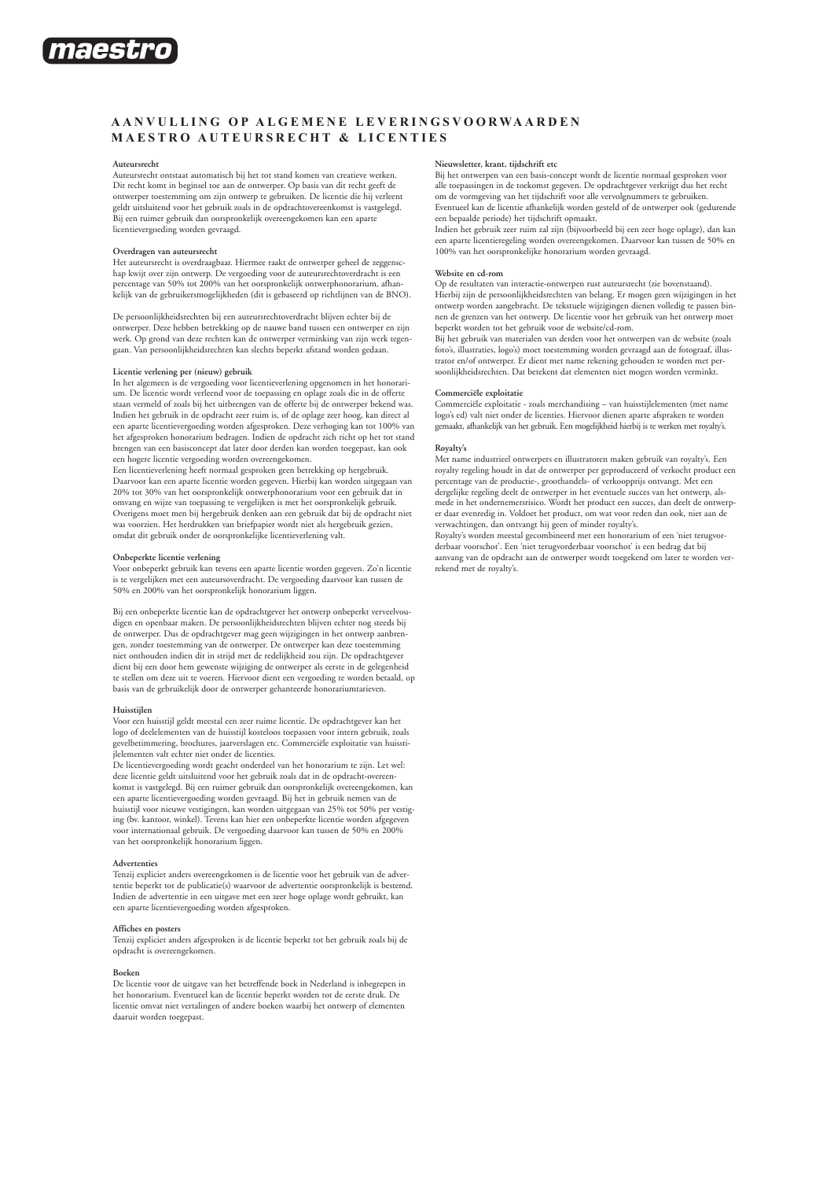maestro

# AANVULLING OP ALGEMENE LEVERINGSVOORWAARDEN MAESTRO AUTEURSRECHT & LICENTIES

### Auteursrecht

Auteursrecht ontstaat automatisch bij het tot stand komen van creatieve werken. Dit recht komt in beginsel toe aan de ontwerper. Op basis van dit recht geeft de ontwerper toestemming om zijn ontwerp te gebruiken. De licentie die hij verleent geldt uitsluitend voor het gebruik zoals in de opdrachtovereenkomst is vastgelegd. Bij een ruimer gebruik dan oorspronkelijk overeengekomen kan een aparte licentievergoeding worden gevraagd.

### Overdragen van auteursrecht

Het auteursrecht is overdraagbaar. Hiermee raakt de ontwerper geheel de zeggenschap kwijt over zijn ontwerp. De vergoeding voor de auteursrechtoverdracht is een percentage van 50% tot 200% van het oorspronkelijk ontwerphonorarium, afhankelijk van de gebruikersmogelijkheden (dit is gebaseerd op richtlijnen van de BNO).

De persoonlijkheidsrechten bij een auteursrechtoverdracht blijven echter bij de ontwerper. Deze hebben betrekking op de nauwe band tussen een ontwerper en zijn werk. Op grond van deze rechten kan de ontwerper verminking van zijn werk tegengaan. Van persoonlijkheidsrechten kan slechts beperkt afstand worden gedaan.

### Licentie verlening per (nieuw) gebruik

In het algemeen is de vergoeding voor licentieverlening opgenomen in het honorarium. De licentie wordt verleend voor de toepassing en oplage zoals die in de offerte staan vermeld of zoals bij het uitbrengen van de offerte bij de ontwerper bekend was. Indien het gebruik in de opdracht zeer ruim is, of de oplage zeer hoog, kan direct al een aparte licentievergoeding worden afgesproken. Deze verhoging kan tot 100% van het afgesproken honorarium bedragen. Indien de opdracht zich richt op het tot stand brengen van een basisconcept dat later door derden kan worden toegepast, kan ook een hogere licentie vergoeding worden overeengekomen.

Een licentieverlening heeft normaal gesproken geen betrekking op hergebruik. Daarvoor kan een aparte licentie worden gegeven. Hierbij kan worden uitgegaan van 20% tot 30% van het oorspronkelijk ontwerphonorarium voor een gebruik dat in omvang en wijze van toepassing te vergelijken is met het oorspronkelijk gebruik. Overigens moet men bij hergebruik denken aan een gebruik dat bij de opdracht niet was voorzien. Het herdrukken van briefpapier wordt niet als hergebruik gezien, omdat dit gebruik onder de oorspronkelijke licentieverlening valt.

### Onbeperkte licentie verlening

Voor onbeperkt gebruik kan tevens een aparte licentie worden gegeven. Zo'n licentie is te vergelijken met een auteursoverdracht. De vergoeding daarvoor kan tussen de 50% en 200% van het oorspronkelijk honorarium liggen.

Bij een onbeperkte licentie kan de opdrachtgever het ontwerp onbeperkt verveelvoudigen en openbaar maken. De persoonlijkheidsrechten blijven echter nog steeds bij de ontwerper. Dus de opdrachtgever mag geen wijzigingen in het ontwerp aanbrengen, zonder toestemming van de ontwerper. De ontwerper kan deze toestemming niet onthouden indien dit in strijd met de redelijkheid zou zijn. De opdrachtgever dient bij een door hem gewenste wijziging de ontwerper als eerste in de gelegenheid te stellen om deze uit te voeren. Hiervoor dient een vergoeding te worden betaald, op basis van de gebruikelijk door de ontwerper gehanteerde honorariumtarieven.

### Huisstijlen

Voor een huisstijl geldt meestal een zeer ruime licentie. De opdrachtgever kan het logo of deelelementen van de huisstijl kosteloos toepassen voor intern gebruik, zoals gevelbetimmering, brochures, jaarverslagen etc. Commerciële exploitatie van huisstijlelementen valt echter niet onder de licenties.

De licentievergoeding wordt geacht onderdeel van het honorarium te zijn. Let wel: deze licentie geldt uitsluitend voor het gebruik zoals dat in de opdracht-overeenkomst is vastgelegd. Bij een ruimer gebruik dan oorspronkelijk overeengekomen, kan een aparte licentievergoeding worden gevraagd. Bij het in gebruik nemen van de huisstijl voor nieuwe vestigingen, kan worden uitgegaan van 25% tot 50% per vestiging (bv. kantoor, winkel). Tevens kan hier een onbeperkte licentie worden afgegeven voor internationaal gebruik. De vergoeding daarvoor kan tussen de 50% en 200% van het oorspronkelijk honorarium liggen.

### Advertenties

Tenzij expliciet anders overeengekomen is de licentie voor het gebruik van de advertentie beperkt tot de publicatie(s) waarvoor de advertentie oorspronkelijk is bestemd. Indien de advertentie in een uitgave met een zeer hoge oplage wordt gebruikt, kan een aparte licentievergoeding worden afgesproken.

### Affiches en posters

Tenzij expliciet anders afgesproken is de licentie beperkt tot het gebruik zoals bij de opdracht is overeengekomen.

### Boeken

De licentie voor de uitgave van het betreffende boek in Nederland is inbegrepen in het honorarium. Eventueel kan de licentie beperkt worden tot de eerste druk. De licentie omvat niet vertalingen of andere boeken waarbij het ontwerp of elementen daaruit worden toegepast.

### Nieuwsletter, krant, tijdschrift etc

Bij het ontwerpen van een basis-concept wordt de licentie normaal gesproken voor alle toepassingen in de toekomst gegeven. De opdrachtgever verkrijgt dus het recht om de vormgeving van het tijdschrift voor alle vervolgnummers te gebruiken. Eventueel kan de licentie afhankelijk worden gesteld of de ontwerper ook (gedurende een bepaalde periode) het tijdschrift opmaakt.

Indien het gebruik zeer ruim zal zijn (bijvoorbeeld bij een zeer hoge oplage), dan kan een aparte licentieregeling worden overeengekomen. Daarvoor kan tussen de 50% en 100% van het oorspronkelijke honorarium worden gevraagd.

### Website en cd-rom

Op de resultaten van interactie-ontwerpen rust auteursrecht (zie bovenstaand). Hierbij zijn de persoonlijkheidsrechten van belang. Er mogen geen wijzigingen in het ontwerp worden aangebracht. De tekstuele wijzigingen dienen volledig te passen binnen de grenzen van het ontwerp. De licentie voor het gebruik van het ontwerp moet beperkt worden tot het gebruik voor de website/cd-rom.

Bij het gebruik van materialen van derden voor het ontwerpen van de website (zoals foto's, illustraties, logo's) moet toestemming worden gevraagd aan de fotograaf, illustrator en/of ontwerper. Er dient met name rekening gehouden te worden met persoonlijkheidsrechten. Dat betekent dat elementen niet mogen worden verminkt.

### Commerciële exploitatie

Commerciële exploitatie - zoals merchandising – van huisstijlelementen (met name logo's ed) valt niet onder de licenties. Hiervoor dienen aparte afspraken te worden gemaakt, afhankelijk van het gebruik. Een mogelijkheid hierbij is te werken met royalty's.

### Royalty's

Met name industrieel ontwerpers en illustratoren maken gebruik van royalty's. Een royalty regeling houdt in dat de ontwerper per geproduceerd of verkocht product een percentage van de productie-, groothandels- of verkoopprijs ontvangt. Met een dergelijke regeling deelt de ontwerper in het eventuele succes van het ontwerp, alsmede in het ondernemersrisico. Wordt het product een succes, dan deelt de ontwerper daar evenredig in. Voldoet het product, om wat voor reden dan ook, niet aan de verwachtingen, dan ontvangt hij geen of minder royalty's.

Royalty's worden meestal gecombineerd met een honorarium of een 'niet terugvorderbaar voorschot'. Een 'niet terugvorderbaar voorschot' is een bedrag dat bij aanvang van de opdracht aan de ontwerper wordt toegekend om later te worden verrekend met de royalty's.